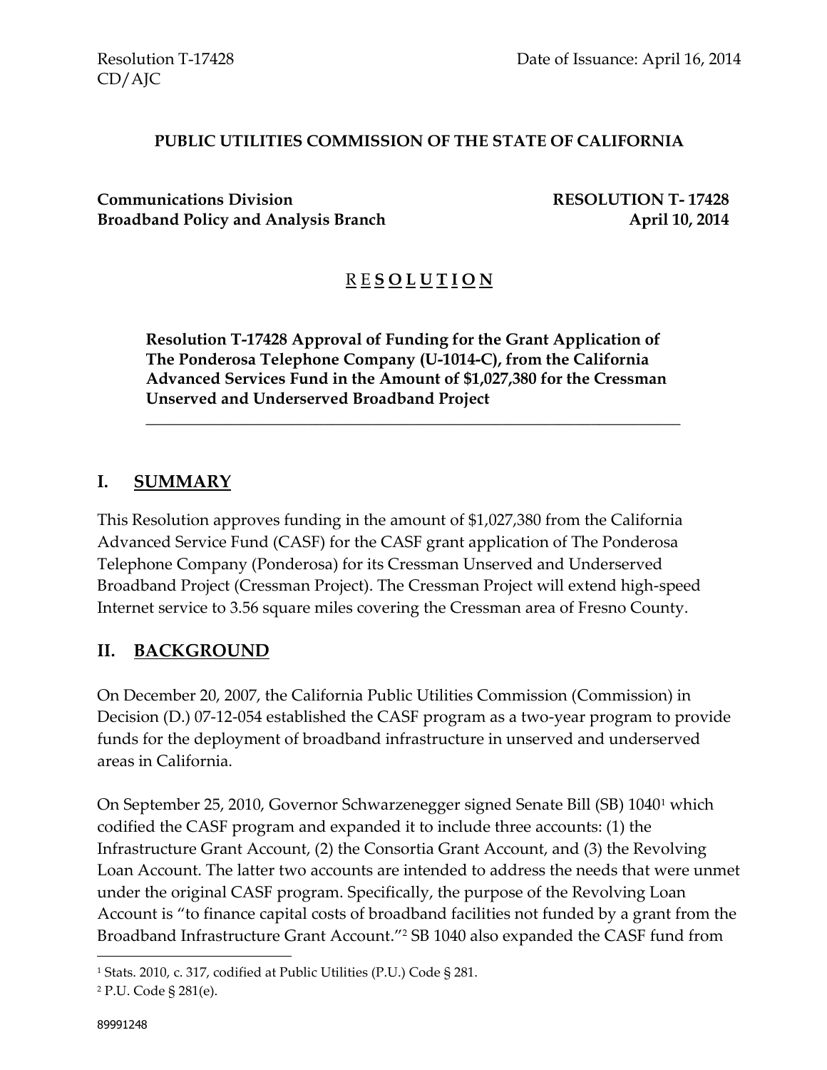Resolution T-17428
CD/AJC

Date of Issuance: April 16, 2014

**PUBLIC UTILITIES COMMISSION OF THE STATE OF CALIFORNIA**

**Communications Division**
**Broadband Policy and Analysis Branch**

**RESOLUTION T- 17428**
**April 10, 2014**

# R E S O L U T I O N

**Resolution T-17428 Approval of Funding for the Grant Application of The Ponderosa Telephone Company (U-1014-C), from the California Advanced Services Fund in the Amount of $1,027,380 for the Cressman Unserved and Underserved Broadband Project**

---

## I. SUMMARY

This Resolution approves funding in the amount of $1,027,380 from the California Advanced Service Fund (CASF) for the CASF grant application of The Ponderosa Telephone Company (Ponderosa) for its Cressman Unserved and Underserved Broadband Project (Cressman Project). The Cressman Project will extend high-speed Internet service to 3.56 square miles covering the Cressman area of Fresno County.

## II. BACKGROUND

On December 20, 2007, the California Public Utilities Commission (Commission) in Decision (D.) 07-12-054 established the CASF program as a two-year program to provide funds for the deployment of broadband infrastructure in unserved and underserved areas in California.

On September 25, 2010, Governor Schwarzenegger signed Senate Bill (SB) 1040[1] which codified the CASF program and expanded it to include three accounts: (1) the Infrastructure Grant Account, (2) the Consortia Grant Account, and (3) the Revolving Loan Account. The latter two accounts are intended to address the needs that were unmet under the original CASF program. Specifically, the purpose of the Revolving Loan Account is "to finance capital costs of broadband facilities not funded by a grant from the Broadband Infrastructure Grant Account."[2] SB 1040 also expanded the CASF fund from

[1] Stats. 2010, c. 317, codified at Public Utilities (P.U.) Code § 281.

[2] P.U. Code § 281(e).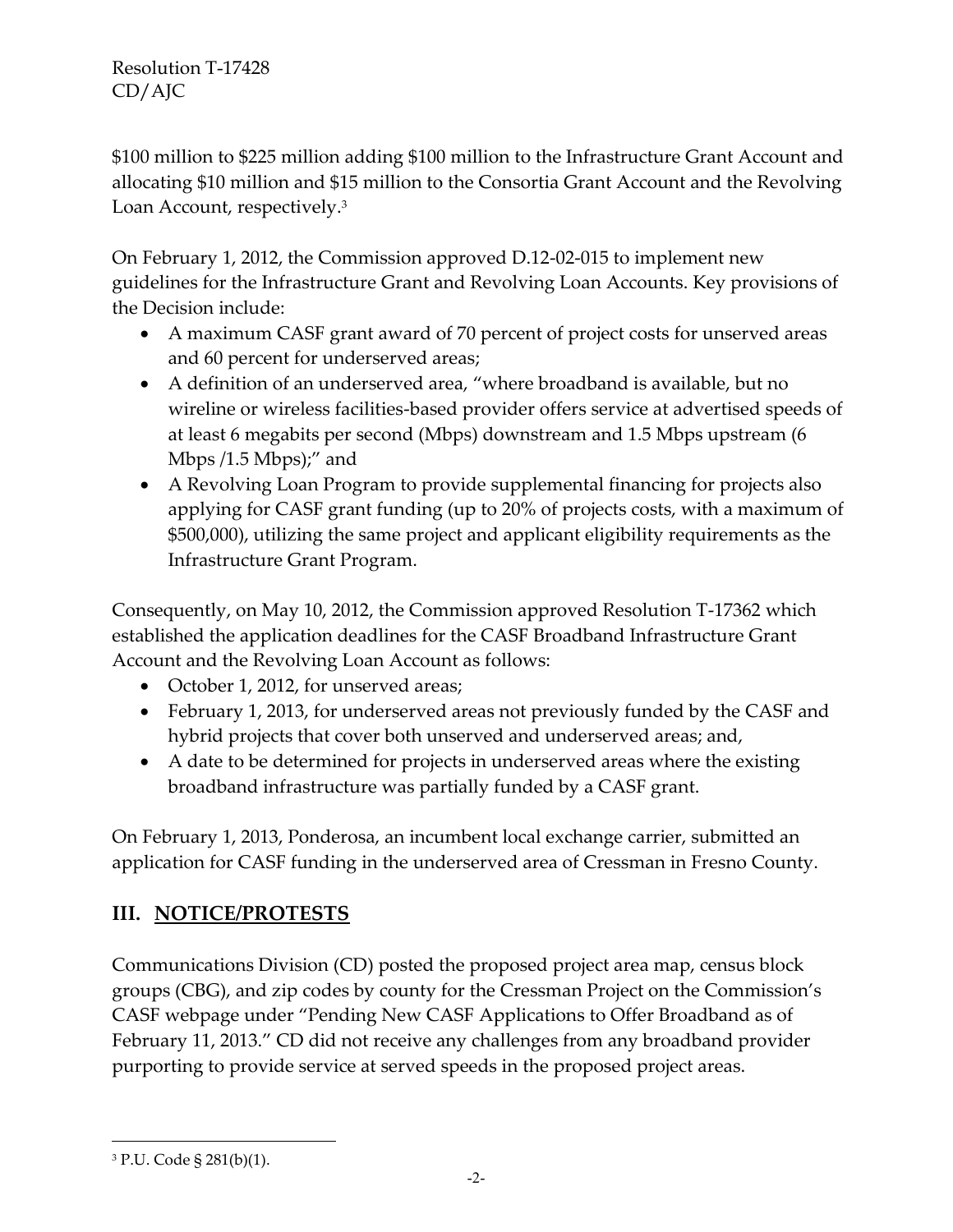$100 million to $225 million adding $100 million to the Infrastructure Grant Account and allocating $10 million and $15 million to the Consortia Grant Account and the Revolving Loan Account, respectively.[3]

On February 1, 2012, the Commission approved D.12-02-015 to implement new guidelines for the Infrastructure Grant and Revolving Loan Accounts. Key provisions of the Decision include:

- A maximum CASF grant award of 70 percent of project costs for unserved areas and 60 percent for underserved areas;
- A definition of an underserved area, "where broadband is available, but no wireline or wireless facilities-based provider offers service at advertised speeds of at least 6 megabits per second (Mbps) downstream and 1.5 Mbps upstream (6 Mbps /1.5 Mbps);" and
- A Revolving Loan Program to provide supplemental financing for projects also applying for CASF grant funding (up to 20% of projects costs, with a maximum of $500,000), utilizing the same project and applicant eligibility requirements as the Infrastructure Grant Program.

Consequently, on May 10, 2012, the Commission approved Resolution T-17362 which established the application deadlines for the CASF Broadband Infrastructure Grant Account and the Revolving Loan Account as follows:

- October 1, 2012, for unserved areas;
- February 1, 2013, for underserved areas not previously funded by the CASF and hybrid projects that cover both unserved and underserved areas; and,
- A date to be determined for projects in underserved areas where the existing broadband infrastructure was partially funded by a CASF grant.

On February 1, 2013, Ponderosa, an incumbent local exchange carrier, submitted an application for CASF funding in the underserved area of Cressman in Fresno County.

## III. NOTICE/PROTESTS

Communications Division (CD) posted the proposed project area map, census block groups (CBG), and zip codes by county for the Cressman Project on the Commission's CASF webpage under "Pending New CASF Applications to Offer Broadband as of February 11, 2013." CD did not receive any challenges from any broadband provider purporting to provide service at served speeds in the proposed project areas.

---

[3] P.U. Code § 281(b)(1).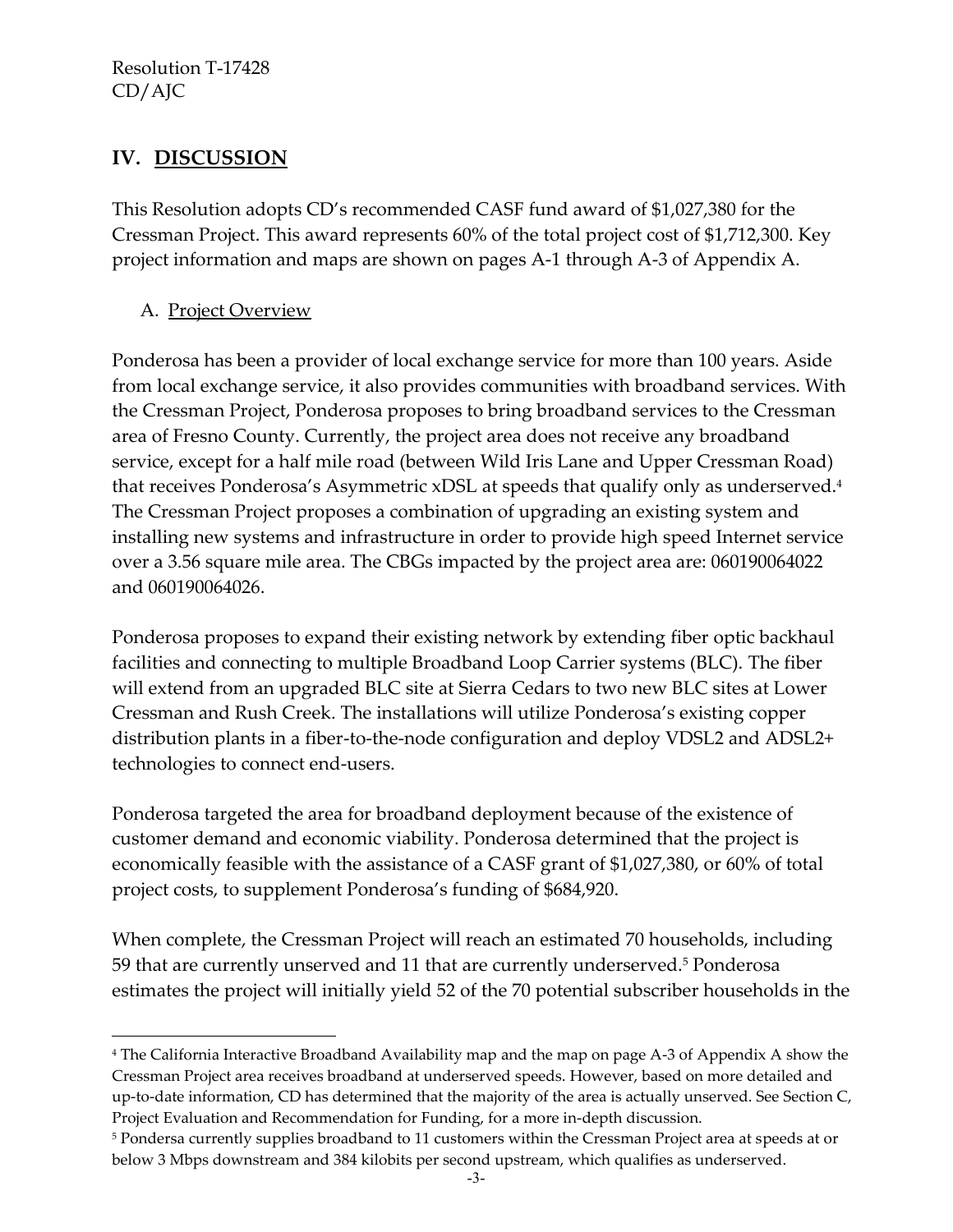## IV. DISCUSSION

This Resolution adopts CD's recommended CASF fund award of $1,027,380 for the Cressman Project. This award represents 60% of the total project cost of $1,712,300. Key project information and maps are shown on pages A-1 through A-3 of Appendix A.

### A. Project Overview

Ponderosa has been a provider of local exchange service for more than 100 years. Aside from local exchange service, it also provides communities with broadband services. With the Cressman Project, Ponderosa proposes to bring broadband services to the Cressman area of Fresno County. Currently, the project area does not receive any broadband service, except for a half mile road (between Wild Iris Lane and Upper Cressman Road) that receives Ponderosa's Asymmetric xDSL at speeds that qualify only as underserved.[4] The Cressman Project proposes a combination of upgrading an existing system and installing new systems and infrastructure in order to provide high speed Internet service over a 3.56 square mile area. The CBGs impacted by the project area are: 060190064022 and 060190064026.

Ponderosa proposes to expand their existing network by extending fiber optic backhaul facilities and connecting to multiple Broadband Loop Carrier systems (BLC). The fiber will extend from an upgraded BLC site at Sierra Cedars to two new BLC sites at Lower Cressman and Rush Creek. The installations will utilize Ponderosa's existing copper distribution plants in a fiber-to-the-node configuration and deploy VDSL2 and ADSL2+ technologies to connect end-users.

Ponderosa targeted the area for broadband deployment because of the existence of customer demand and economic viability. Ponderosa determined that the project is economically feasible with the assistance of a CASF grant of $1,027,380, or 60% of total project costs, to supplement Ponderosa's funding of $684,920.

When complete, the Cressman Project will reach an estimated 70 households, including 59 that are currently unserved and 11 that are currently underserved.[5] Ponderosa estimates the project will initially yield 52 of the 70 potential subscriber households in the

---

[4] The California Interactive Broadband Availability map and the map on page A-3 of Appendix A show the Cressman Project area receives broadband at underserved speeds. However, based on more detailed and up-to-date information, CD has determined that the majority of the area is actually unserved. See Section C, Project Evaluation and Recommendation for Funding, for a more in-depth discussion.

[5] Pondersa currently supplies broadband to 11 customers within the Cressman Project area at speeds at or below 3 Mbps downstream and 384 kilobits per second upstream, which qualifies as underserved.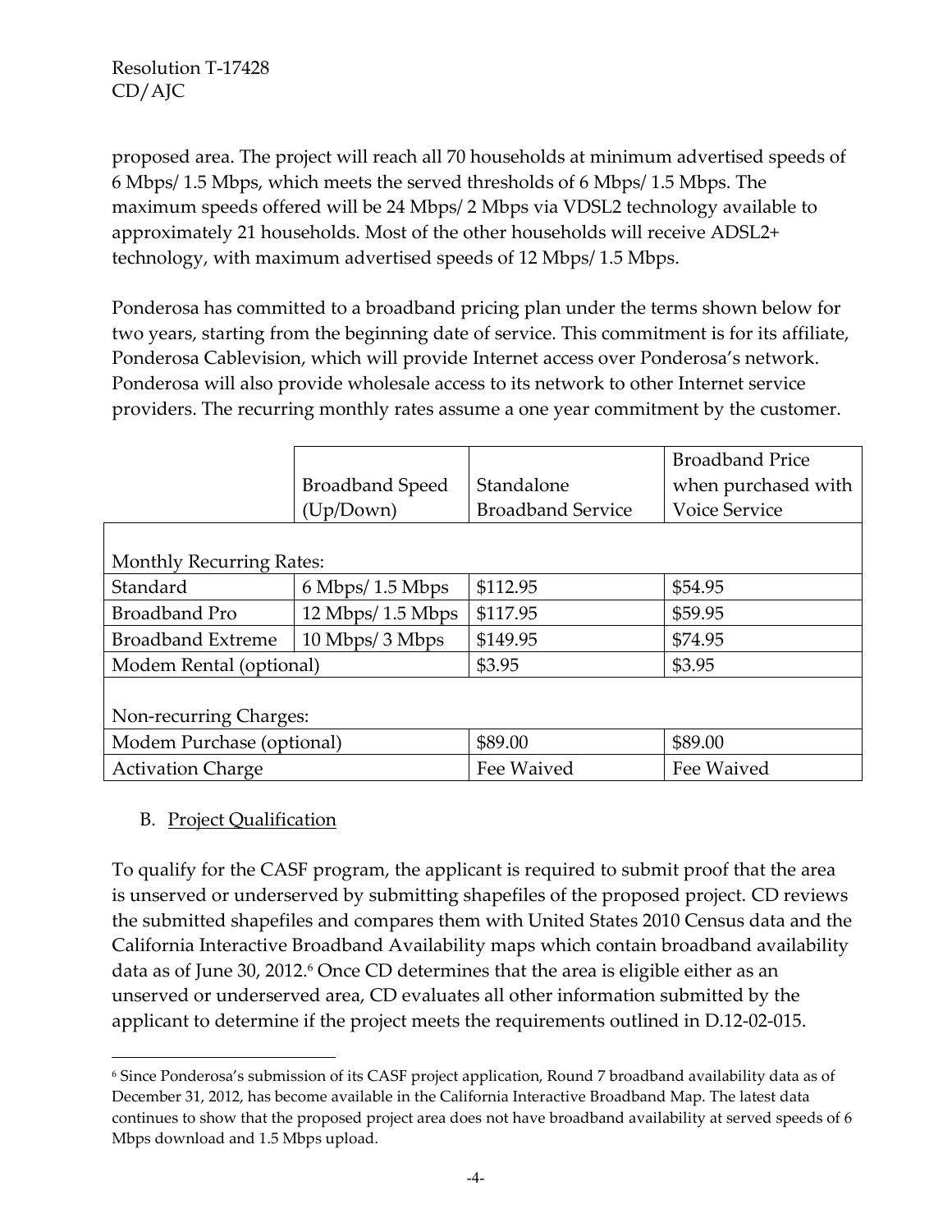proposed area. The project will reach all 70 households at minimum advertised speeds of 6 Mbps/ 1.5 Mbps, which meets the served thresholds of 6 Mbps/ 1.5 Mbps. The maximum speeds offered will be 24 Mbps/ 2 Mbps via VDSL2 technology available to approximately 21 households. Most of the other households will receive ADSL2+ technology, with maximum advertised speeds of 12 Mbps/ 1.5 Mbps.

Ponderosa has committed to a broadband pricing plan under the terms shown below for two years, starting from the beginning date of service. This commitment is for its affiliate, Ponderosa Cablevision, which will provide Internet access over Ponderosa's network. Ponderosa will also provide wholesale access to its network to other Internet service providers. The recurring monthly rates assume a one year commitment by the customer.

| | Broadband Speed (Up/Down) | Standalone Broadband Service | Broadband Price when purchased with Voice Service |
|---|---|---|---|
| Monthly Recurring Rates: | | | |
| Standard | 6 Mbps/ 1.5 Mbps | $112.95 | $54.95 |
| Broadband Pro | 12 Mbps/ 1.5 Mbps | $117.95 | $59.95 |
| Broadband Extreme | 10 Mbps/ 3 Mbps | $149.95 | $74.95 |
| Modem Rental (optional) | | $3.95 | $3.95 |
| Non-recurring Charges: | | | |
| Modem Purchase (optional) | | $89.00 | $89.00 |
| Activation Charge | | Fee Waived | Fee Waived |

B. <u>Project Qualification</u>

To qualify for the CASF program, the applicant is required to submit proof that the area is unserved or underserved by submitting shapefiles of the proposed project. CD reviews the submitted shapefiles and compares them with United States 2010 Census data and the California Interactive Broadband Availability maps which contain broadband availability data as of June 30, 2012.[6] Once CD determines that the area is eligible either as an unserved or underserved area, CD evaluates all other information submitted by the applicant to determine if the project meets the requirements outlined in D.12-02-015.

[6] Since Ponderosa's submission of its CASF project application, Round 7 broadband availability data as of December 31, 2012, has become available in the California Interactive Broadband Map. The latest data continues to show that the proposed project area does not have broadband availability at served speeds of 6 Mbps download and 1.5 Mbps upload.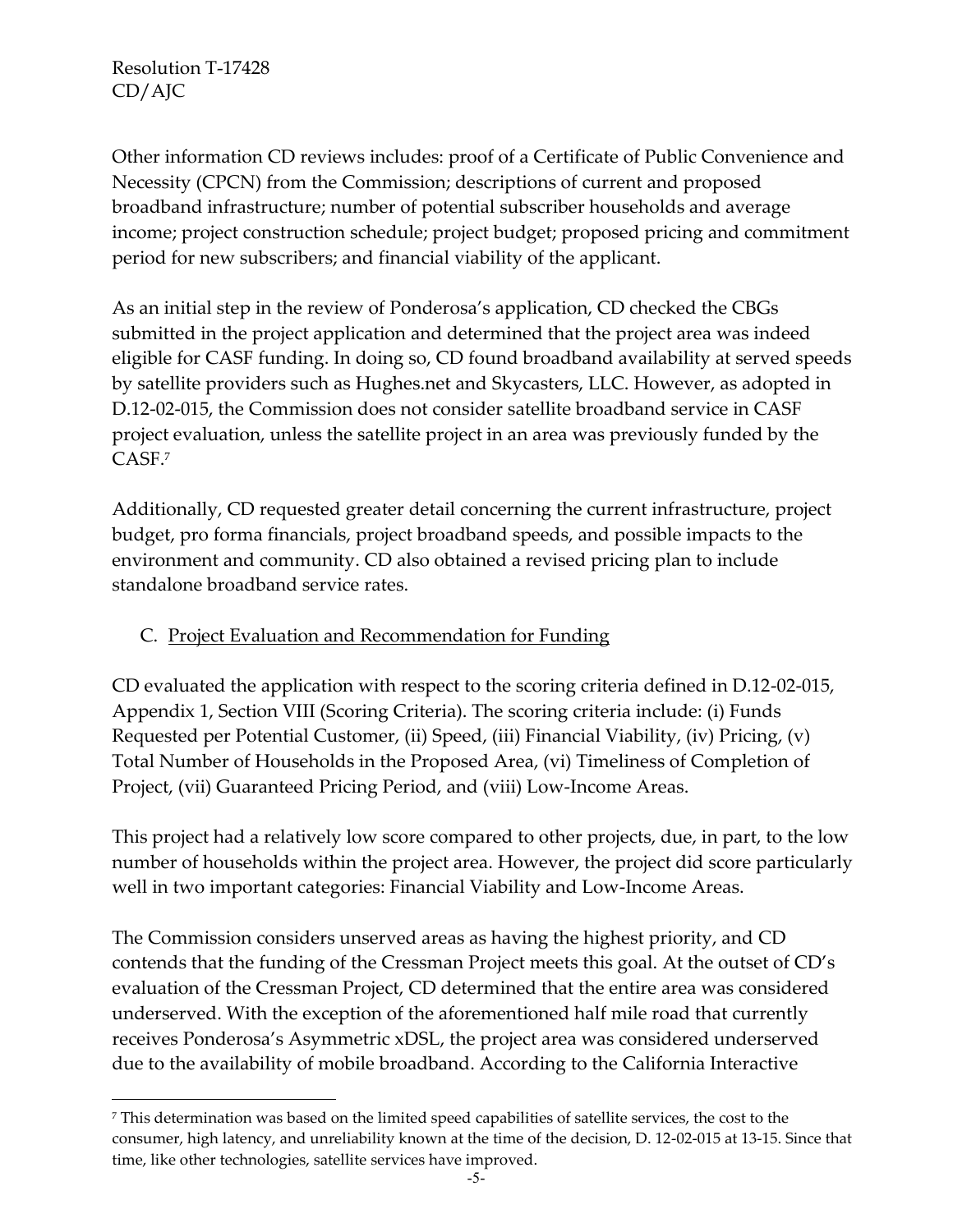Other information CD reviews includes: proof of a Certificate of Public Convenience and Necessity (CPCN) from the Commission; descriptions of current and proposed broadband infrastructure; number of potential subscriber households and average income; project construction schedule; project budget; proposed pricing and commitment period for new subscribers; and financial viability of the applicant.

As an initial step in the review of Ponderosa's application, CD checked the CBGs submitted in the project application and determined that the project area was indeed eligible for CASF funding. In doing so, CD found broadband availability at served speeds by satellite providers such as Hughes.net and Skycasters, LLC. However, as adopted in D.12-02-015, the Commission does not consider satellite broadband service in CASF project evaluation, unless the satellite project in an area was previously funded by the CASF.[7]

Additionally, CD requested greater detail concerning the current infrastructure, project budget, pro forma financials, project broadband speeds, and possible impacts to the environment and community. CD also obtained a revised pricing plan to include standalone broadband service rates.

## C. Project Evaluation and Recommendation for Funding

CD evaluated the application with respect to the scoring criteria defined in D.12-02-015, Appendix 1, Section VIII (Scoring Criteria). The scoring criteria include: (i) Funds Requested per Potential Customer, (ii) Speed, (iii) Financial Viability, (iv) Pricing, (v) Total Number of Households in the Proposed Area, (vi) Timeliness of Completion of Project, (vii) Guaranteed Pricing Period, and (viii) Low-Income Areas.

This project had a relatively low score compared to other projects, due, in part, to the low number of households within the project area. However, the project did score particularly well in two important categories: Financial Viability and Low-Income Areas.

The Commission considers unserved areas as having the highest priority, and CD contends that the funding of the Cressman Project meets this goal. At the outset of CD's evaluation of the Cressman Project, CD determined that the entire area was considered underserved. With the exception of the aforementioned half mile road that currently receives Ponderosa's Asymmetric xDSL, the project area was considered underserved due to the availability of mobile broadband. According to the California Interactive

[7] This determination was based on the limited speed capabilities of satellite services, the cost to the consumer, high latency, and unreliability known at the time of the decision, D. 12-02-015 at 13-15. Since that time, like other technologies, satellite services have improved.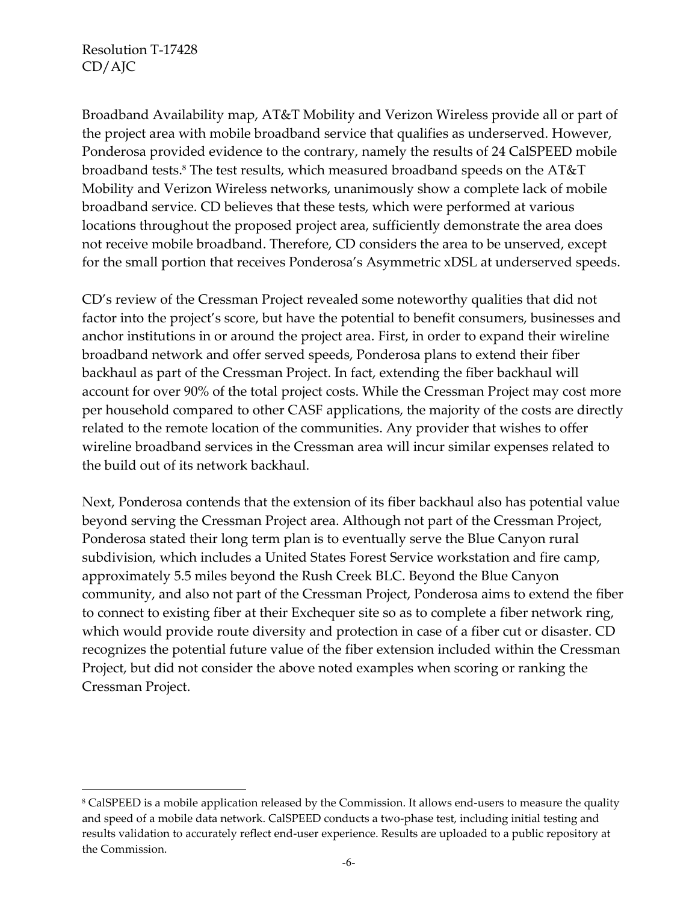Broadband Availability map, AT&T Mobility and Verizon Wireless provide all or part of the project area with mobile broadband service that qualifies as underserved. However, Ponderosa provided evidence to the contrary, namely the results of 24 CalSPEED mobile broadband tests.[8] The test results, which measured broadband speeds on the AT&T Mobility and Verizon Wireless networks, unanimously show a complete lack of mobile broadband service. CD believes that these tests, which were performed at various locations throughout the proposed project area, sufficiently demonstrate the area does not receive mobile broadband. Therefore, CD considers the area to be unserved, except for the small portion that receives Ponderosa's Asymmetric xDSL at underserved speeds.

CD's review of the Cressman Project revealed some noteworthy qualities that did not factor into the project's score, but have the potential to benefit consumers, businesses and anchor institutions in or around the project area. First, in order to expand their wireline broadband network and offer served speeds, Ponderosa plans to extend their fiber backhaul as part of the Cressman Project. In fact, extending the fiber backhaul will account for over 90% of the total project costs. While the Cressman Project may cost more per household compared to other CASF applications, the majority of the costs are directly related to the remote location of the communities. Any provider that wishes to offer wireline broadband services in the Cressman area will incur similar expenses related to the build out of its network backhaul.

Next, Ponderosa contends that the extension of its fiber backhaul also has potential value beyond serving the Cressman Project area. Although not part of the Cressman Project, Ponderosa stated their long term plan is to eventually serve the Blue Canyon rural subdivision, which includes a United States Forest Service workstation and fire camp, approximately 5.5 miles beyond the Rush Creek BLC. Beyond the Blue Canyon community, and also not part of the Cressman Project, Ponderosa aims to extend the fiber to connect to existing fiber at their Exchequer site so as to complete a fiber network ring, which would provide route diversity and protection in case of a fiber cut or disaster. CD recognizes the potential future value of the fiber extension included within the Cressman Project, but did not consider the above noted examples when scoring or ranking the Cressman Project.

---

[8] CalSPEED is a mobile application released by the Commission. It allows end-users to measure the quality and speed of a mobile data network. CalSPEED conducts a two-phase test, including initial testing and results validation to accurately reflect end-user experience. Results are uploaded to a public repository at the Commission.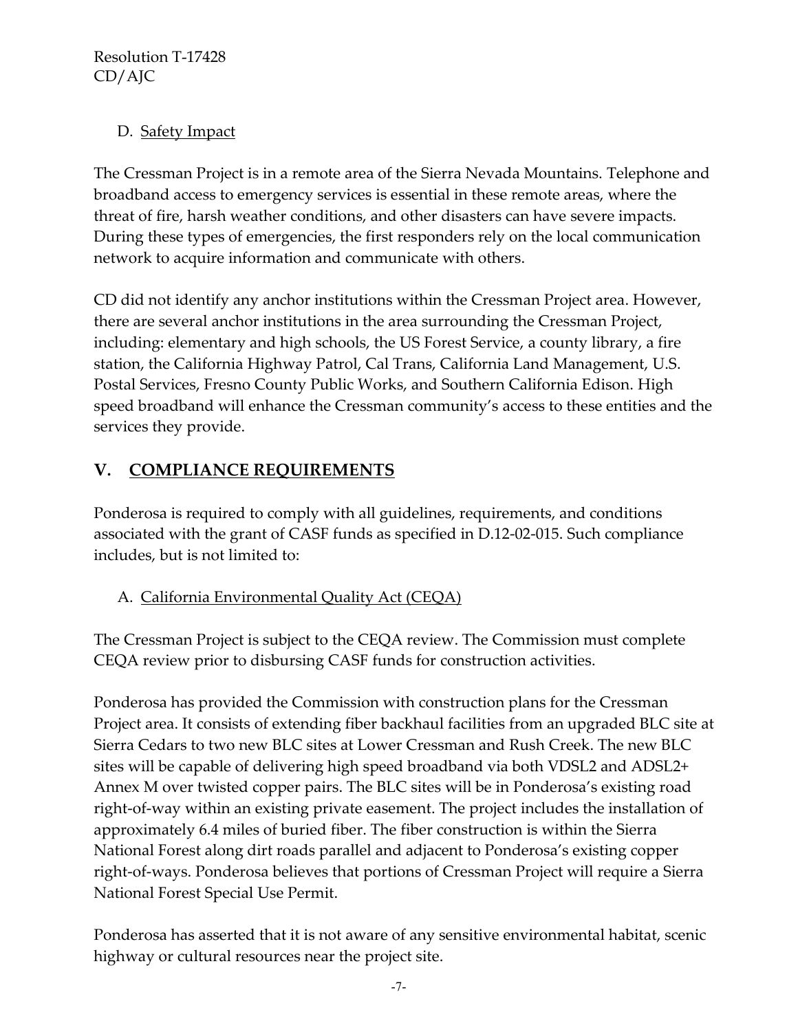### D. Safety Impact

The Cressman Project is in a remote area of the Sierra Nevada Mountains. Telephone and broadband access to emergency services is essential in these remote areas, where the threat of fire, harsh weather conditions, and other disasters can have severe impacts. During these types of emergencies, the first responders rely on the local communication network to acquire information and communicate with others.

CD did not identify any anchor institutions within the Cressman Project area. However, there are several anchor institutions in the area surrounding the Cressman Project, including: elementary and high schools, the US Forest Service, a county library, a fire station, the California Highway Patrol, Cal Trans, California Land Management, U.S. Postal Services, Fresno County Public Works, and Southern California Edison. High speed broadband will enhance the Cressman community's access to these entities and the services they provide.

## V. COMPLIANCE REQUIREMENTS

Ponderosa is required to comply with all guidelines, requirements, and conditions associated with the grant of CASF funds as specified in D.12-02-015. Such compliance includes, but is not limited to:

### A. California Environmental Quality Act (CEQA)

The Cressman Project is subject to the CEQA review. The Commission must complete CEQA review prior to disbursing CASF funds for construction activities.

Ponderosa has provided the Commission with construction plans for the Cressman Project area. It consists of extending fiber backhaul facilities from an upgraded BLC site at Sierra Cedars to two new BLC sites at Lower Cressman and Rush Creek. The new BLC sites will be capable of delivering high speed broadband via both VDSL2 and ADSL2+ Annex M over twisted copper pairs. The BLC sites will be in Ponderosa's existing road right-of-way within an existing private easement. The project includes the installation of approximately 6.4 miles of buried fiber. The fiber construction is within the Sierra National Forest along dirt roads parallel and adjacent to Ponderosa's existing copper right-of-ways. Ponderosa believes that portions of Cressman Project will require a Sierra National Forest Special Use Permit.

Ponderosa has asserted that it is not aware of any sensitive environmental habitat, scenic highway or cultural resources near the project site.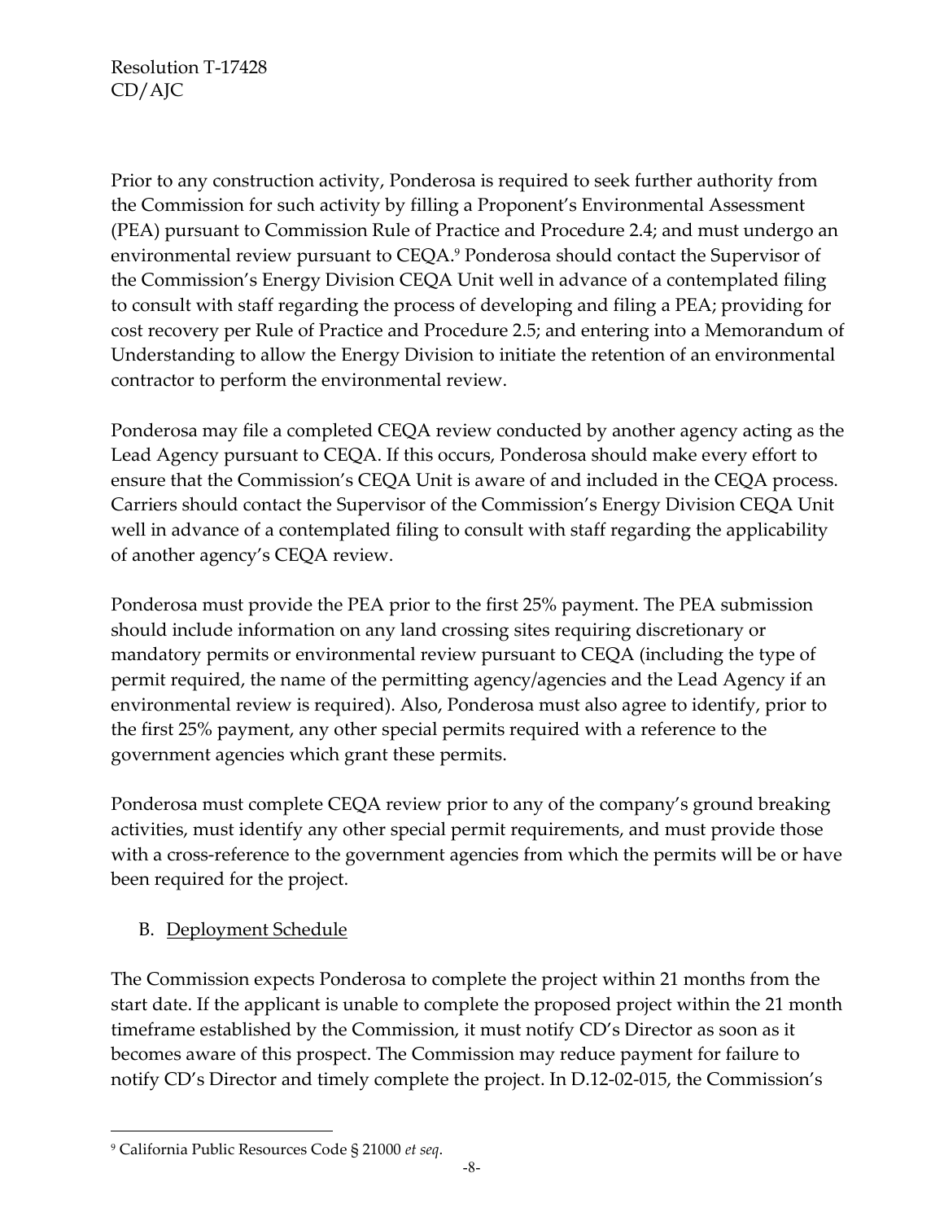Prior to any construction activity, Ponderosa is required to seek further authority from the Commission for such activity by filling a Proponent's Environmental Assessment (PEA) pursuant to Commission Rule of Practice and Procedure 2.4; and must undergo an environmental review pursuant to CEQA.[9] Ponderosa should contact the Supervisor of the Commission's Energy Division CEQA Unit well in advance of a contemplated filing to consult with staff regarding the process of developing and filing a PEA; providing for cost recovery per Rule of Practice and Procedure 2.5; and entering into a Memorandum of Understanding to allow the Energy Division to initiate the retention of an environmental contractor to perform the environmental review.

Ponderosa may file a completed CEQA review conducted by another agency acting as the Lead Agency pursuant to CEQA. If this occurs, Ponderosa should make every effort to ensure that the Commission's CEQA Unit is aware of and included in the CEQA process. Carriers should contact the Supervisor of the Commission's Energy Division CEQA Unit well in advance of a contemplated filing to consult with staff regarding the applicability of another agency's CEQA review.

Ponderosa must provide the PEA prior to the first 25% payment. The PEA submission should include information on any land crossing sites requiring discretionary or mandatory permits or environmental review pursuant to CEQA (including the type of permit required, the name of the permitting agency/agencies and the Lead Agency if an environmental review is required). Also, Ponderosa must also agree to identify, prior to the first 25% payment, any other special permits required with a reference to the government agencies which grant these permits.

Ponderosa must complete CEQA review prior to any of the company's ground breaking activities, must identify any other special permit requirements, and must provide those with a cross-reference to the government agencies from which the permits will be or have been required for the project.

B. <u>Deployment Schedule</u>

The Commission expects Ponderosa to complete the project within 21 months from the start date. If the applicant is unable to complete the proposed project within the 21 month timeframe established by the Commission, it must notify CD's Director as soon as it becomes aware of this prospect. The Commission may reduce payment for failure to notify CD's Director and timely complete the project. In D.12-02-015, the Commission's

---

[9] California Public Resources Code § 21000 *et seq.*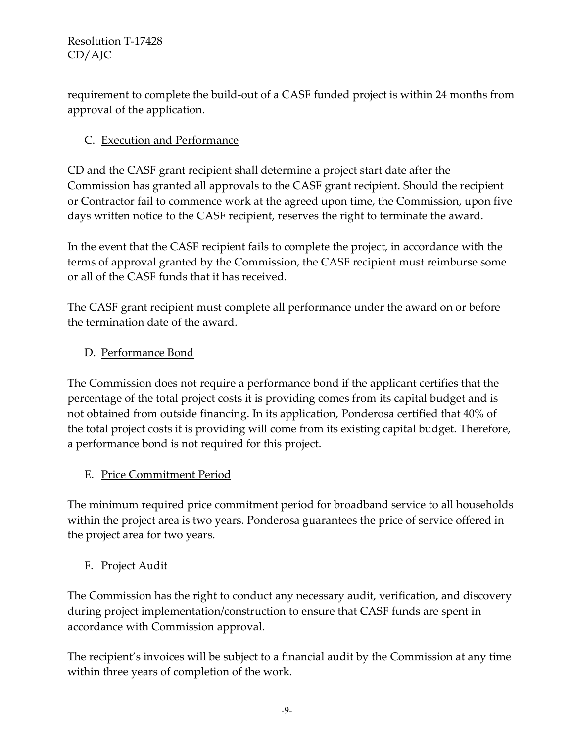requirement to complete the build-out of a CASF funded project is within 24 months from approval of the application.

### C. Execution and Performance

CD and the CASF grant recipient shall determine a project start date after the Commission has granted all approvals to the CASF grant recipient. Should the recipient or Contractor fail to commence work at the agreed upon time, the Commission, upon five days written notice to the CASF recipient, reserves the right to terminate the award.

In the event that the CASF recipient fails to complete the project, in accordance with the terms of approval granted by the Commission, the CASF recipient must reimburse some or all of the CASF funds that it has received.

The CASF grant recipient must complete all performance under the award on or before the termination date of the award.

### D. Performance Bond

The Commission does not require a performance bond if the applicant certifies that the percentage of the total project costs it is providing comes from its capital budget and is not obtained from outside financing. In its application, Ponderosa certified that 40% of the total project costs it is providing will come from its existing capital budget. Therefore, a performance bond is not required for this project.

### E. Price Commitment Period

The minimum required price commitment period for broadband service to all households within the project area is two years. Ponderosa guarantees the price of service offered in the project area for two years.

### F. Project Audit

The Commission has the right to conduct any necessary audit, verification, and discovery during project implementation/construction to ensure that CASF funds are spent in accordance with Commission approval.

The recipient's invoices will be subject to a financial audit by the Commission at any time within three years of completion of the work.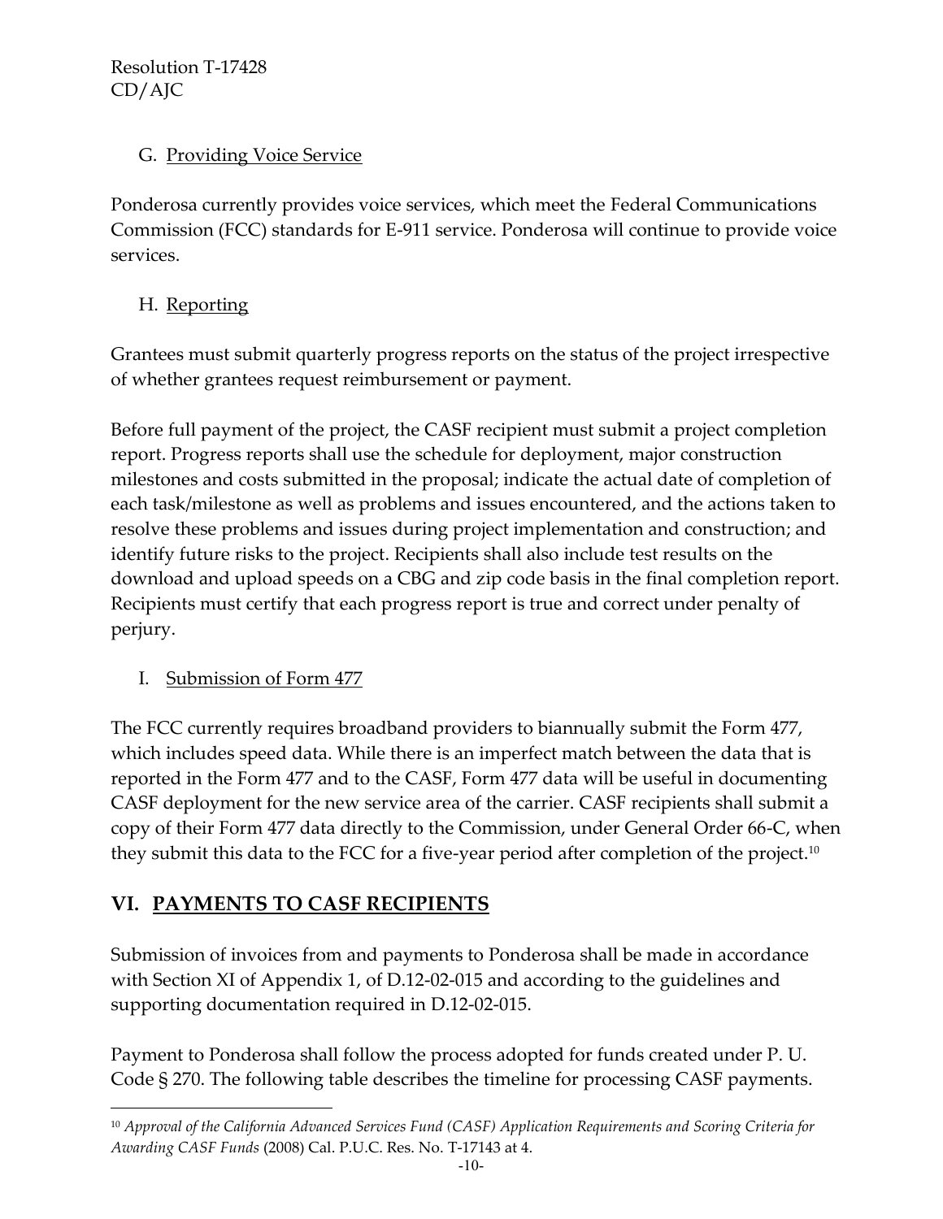### G. Providing Voice Service

Ponderosa currently provides voice services, which meet the Federal Communications Commission (FCC) standards for E-911 service. Ponderosa will continue to provide voice services.

### H. Reporting

Grantees must submit quarterly progress reports on the status of the project irrespective of whether grantees request reimbursement or payment.

Before full payment of the project, the CASF recipient must submit a project completion report. Progress reports shall use the schedule for deployment, major construction milestones and costs submitted in the proposal; indicate the actual date of completion of each task/milestone as well as problems and issues encountered, and the actions taken to resolve these problems and issues during project implementation and construction; and identify future risks to the project. Recipients shall also include test results on the download and upload speeds on a CBG and zip code basis in the final completion report. Recipients must certify that each progress report is true and correct under penalty of perjury.

### I. Submission of Form 477

The FCC currently requires broadband providers to biannually submit the Form 477, which includes speed data. While there is an imperfect match between the data that is reported in the Form 477 and to the CASF, Form 477 data will be useful in documenting CASF deployment for the new service area of the carrier. CASF recipients shall submit a copy of their Form 477 data directly to the Commission, under General Order 66-C, when they submit this data to the FCC for a five-year period after completion of the project.[10]

## VI. PAYMENTS TO CASF RECIPIENTS

Submission of invoices from and payments to Ponderosa shall be made in accordance with Section XI of Appendix 1, of D.12-02-015 and according to the guidelines and supporting documentation required in D.12-02-015.

Payment to Ponderosa shall follow the process adopted for funds created under P. U. Code § 270. The following table describes the timeline for processing CASF payments.

---

[10] *Approval of the California Advanced Services Fund (CASF) Application Requirements and Scoring Criteria for Awarding CASF Funds* (2008) Cal. P.U.C. Res. No. T-17143 at 4.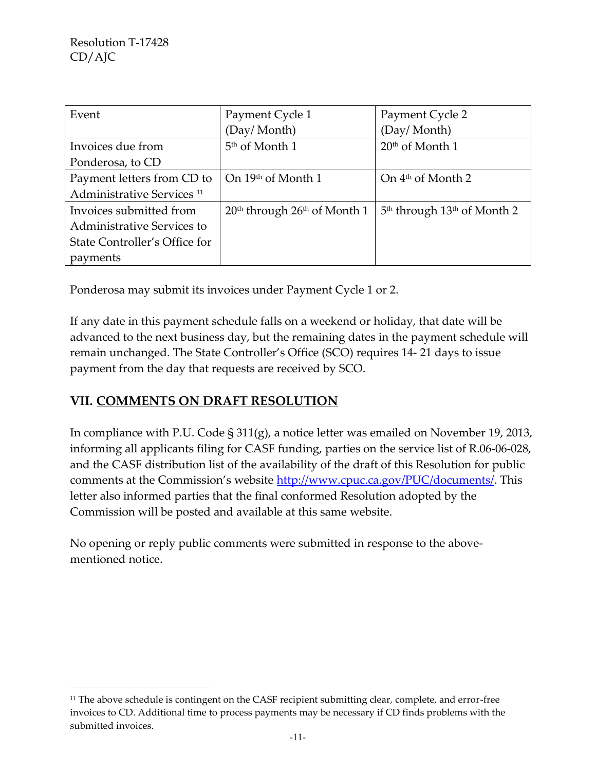| Event | Payment Cycle 1 (Day/ Month) | Payment Cycle 2 (Day/ Month) |
|---|---|---|
| Invoices due from Ponderosa, to CD | 5th of Month 1 | 20th of Month 1 |
| Payment letters from CD to Administrative Services [11] | On 19th of Month 1 | On 4th of Month 2 |
| Invoices submitted from Administrative Services to State Controller's Office for payments | 20th through 26th of Month 1 | 5th through 13th of Month 2 |

Ponderosa may submit its invoices under Payment Cycle 1 or 2.

If any date in this payment schedule falls on a weekend or holiday, that date will be advanced to the next business day, but the remaining dates in the payment schedule will remain unchanged. The State Controller's Office (SCO) requires 14- 21 days to issue payment from the day that requests are received by SCO.

## VII. COMMENTS ON DRAFT RESOLUTION

In compliance with P.U. Code § 311(g), a notice letter was emailed on November 19, 2013, informing all applicants filing for CASF funding, parties on the service list of R.06-06-028, and the CASF distribution list of the availability of the draft of this Resolution for public comments at the Commission's website http://www.cpuc.ca.gov/PUC/documents/. This letter also informed parties that the final conformed Resolution adopted by the Commission will be posted and available at this same website.

No opening or reply public comments were submitted in response to the above-mentioned notice.

---

[11] The above schedule is contingent on the CASF recipient submitting clear, complete, and error-free invoices to CD. Additional time to process payments may be necessary if CD finds problems with the submitted invoices.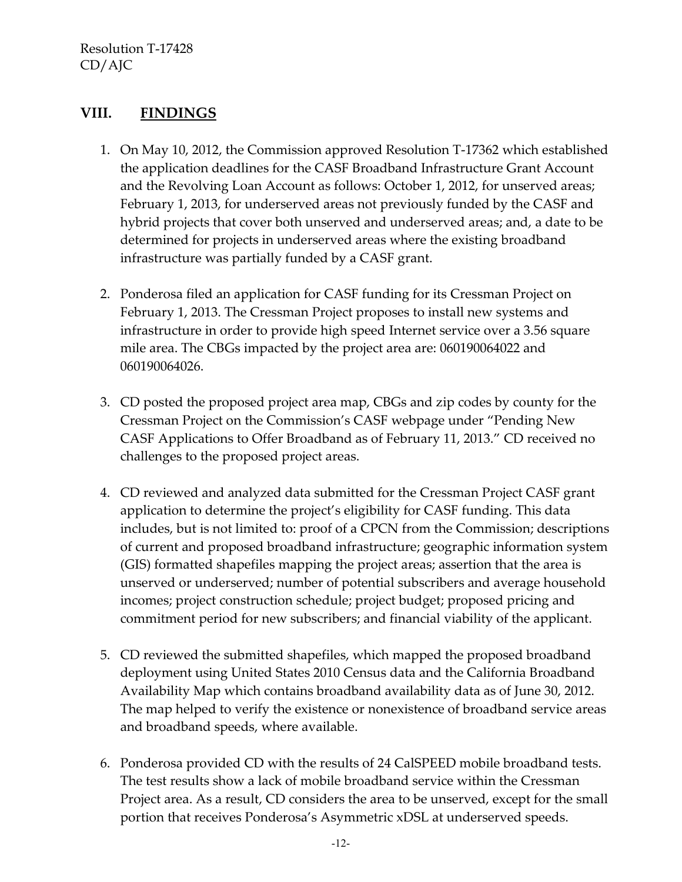## VIII. FINDINGS

1. On May 10, 2012, the Commission approved Resolution T-17362 which established the application deadlines for the CASF Broadband Infrastructure Grant Account and the Revolving Loan Account as follows: October 1, 2012, for unserved areas; February 1, 2013, for underserved areas not previously funded by the CASF and hybrid projects that cover both unserved and underserved areas; and, a date to be determined for projects in underserved areas where the existing broadband infrastructure was partially funded by a CASF grant.

2. Ponderosa filed an application for CASF funding for its Cressman Project on February 1, 2013. The Cressman Project proposes to install new systems and infrastructure in order to provide high speed Internet service over a 3.56 square mile area. The CBGs impacted by the project area are: 060190064022 and 060190064026.

3. CD posted the proposed project area map, CBGs and zip codes by county for the Cressman Project on the Commission's CASF webpage under "Pending New CASF Applications to Offer Broadband as of February 11, 2013." CD received no challenges to the proposed project areas.

4. CD reviewed and analyzed data submitted for the Cressman Project CASF grant application to determine the project's eligibility for CASF funding. This data includes, but is not limited to: proof of a CPCN from the Commission; descriptions of current and proposed broadband infrastructure; geographic information system (GIS) formatted shapefiles mapping the project areas; assertion that the area is unserved or underserved; number of potential subscribers and average household incomes; project construction schedule; project budget; proposed pricing and commitment period for new subscribers; and financial viability of the applicant.

5. CD reviewed the submitted shapefiles, which mapped the proposed broadband deployment using United States 2010 Census data and the California Broadband Availability Map which contains broadband availability data as of June 30, 2012. The map helped to verify the existence or nonexistence of broadband service areas and broadband speeds, where available.

6. Ponderosa provided CD with the results of 24 CalSPEED mobile broadband tests. The test results show a lack of mobile broadband service within the Cressman Project area. As a result, CD considers the area to be unserved, except for the small portion that receives Ponderosa's Asymmetric xDSL at underserved speeds.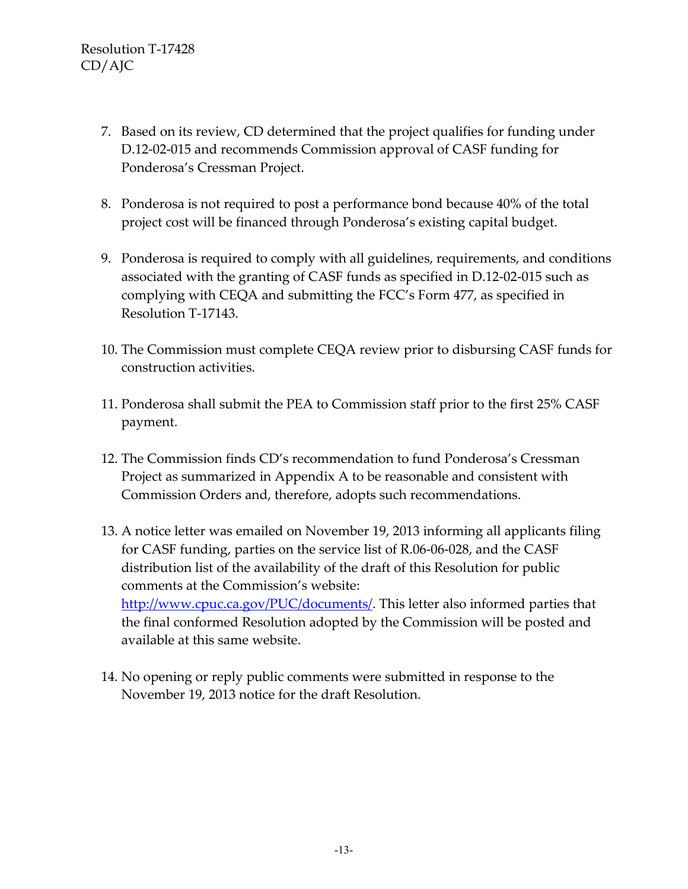7. Based on its review, CD determined that the project qualifies for funding under D.12-02-015 and recommends Commission approval of CASF funding for Ponderosa's Cressman Project.

8. Ponderosa is not required to post a performance bond because 40% of the total project cost will be financed through Ponderosa's existing capital budget.

9. Ponderosa is required to comply with all guidelines, requirements, and conditions associated with the granting of CASF funds as specified in D.12-02-015 such as complying with CEQA and submitting the FCC's Form 477, as specified in Resolution T-17143.

10. The Commission must complete CEQA review prior to disbursing CASF funds for construction activities.

11. Ponderosa shall submit the PEA to Commission staff prior to the first 25% CASF payment.

12. The Commission finds CD's recommendation to fund Ponderosa's Cressman Project as summarized in Appendix A to be reasonable and consistent with Commission Orders and, therefore, adopts such recommendations.

13. A notice letter was emailed on November 19, 2013 informing all applicants filing for CASF funding, parties on the service list of R.06-06-028, and the CASF distribution list of the availability of the draft of this Resolution for public comments at the Commission's website: [http://www.cpuc.ca.gov/PUC/documents/](http://www.cpuc.ca.gov/PUC/documents/). This letter also informed parties that the final conformed Resolution adopted by the Commission will be posted and available at this same website.

14. No opening or reply public comments were submitted in response to the November 19, 2013 notice for the draft Resolution.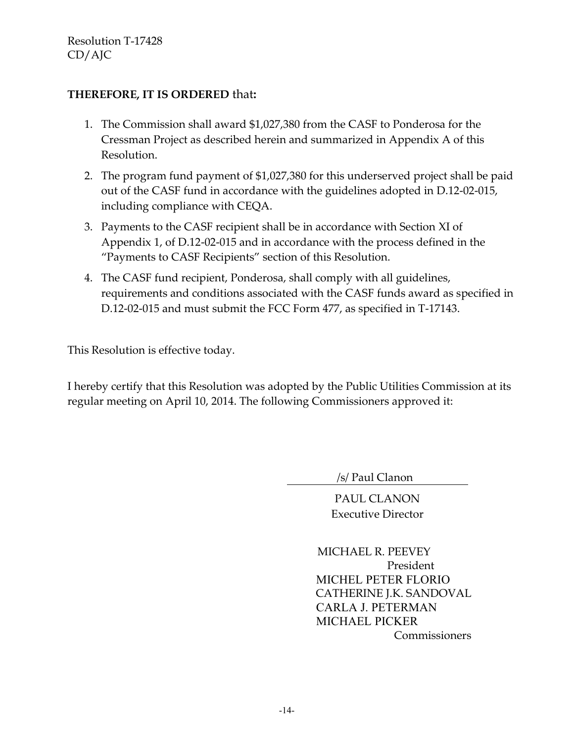**THEREFORE, IT IS ORDERED** that**:**

1. The Commission shall award $1,027,380 from the CASF to Ponderosa for the Cressman Project as described herein and summarized in Appendix A of this Resolution.
2. The program fund payment of $1,027,380 for this underserved project shall be paid out of the CASF fund in accordance with the guidelines adopted in D.12-02-015, including compliance with CEQA.
3. Payments to the CASF recipient shall be in accordance with Section XI of Appendix 1, of D.12-02-015 and in accordance with the process defined in the "Payments to CASF Recipients" section of this Resolution.
4. The CASF fund recipient, Ponderosa, shall comply with all guidelines, requirements and conditions associated with the CASF funds award as specified in D.12-02-015 and must submit the FCC Form 477, as specified in T-17143.

This Resolution is effective today.

I hereby certify that this Resolution was adopted by the Public Utilities Commission at its regular meeting on April 10, 2014. The following Commissioners approved it:

/s/ Paul Clanon

PAUL CLANON
Executive Director

MICHAEL R. PEEVEY
President
MICHEL PETER FLORIO
CATHERINE J.K. SANDOVAL
CARLA J. PETERMAN
MICHAEL PICKER
Commissioners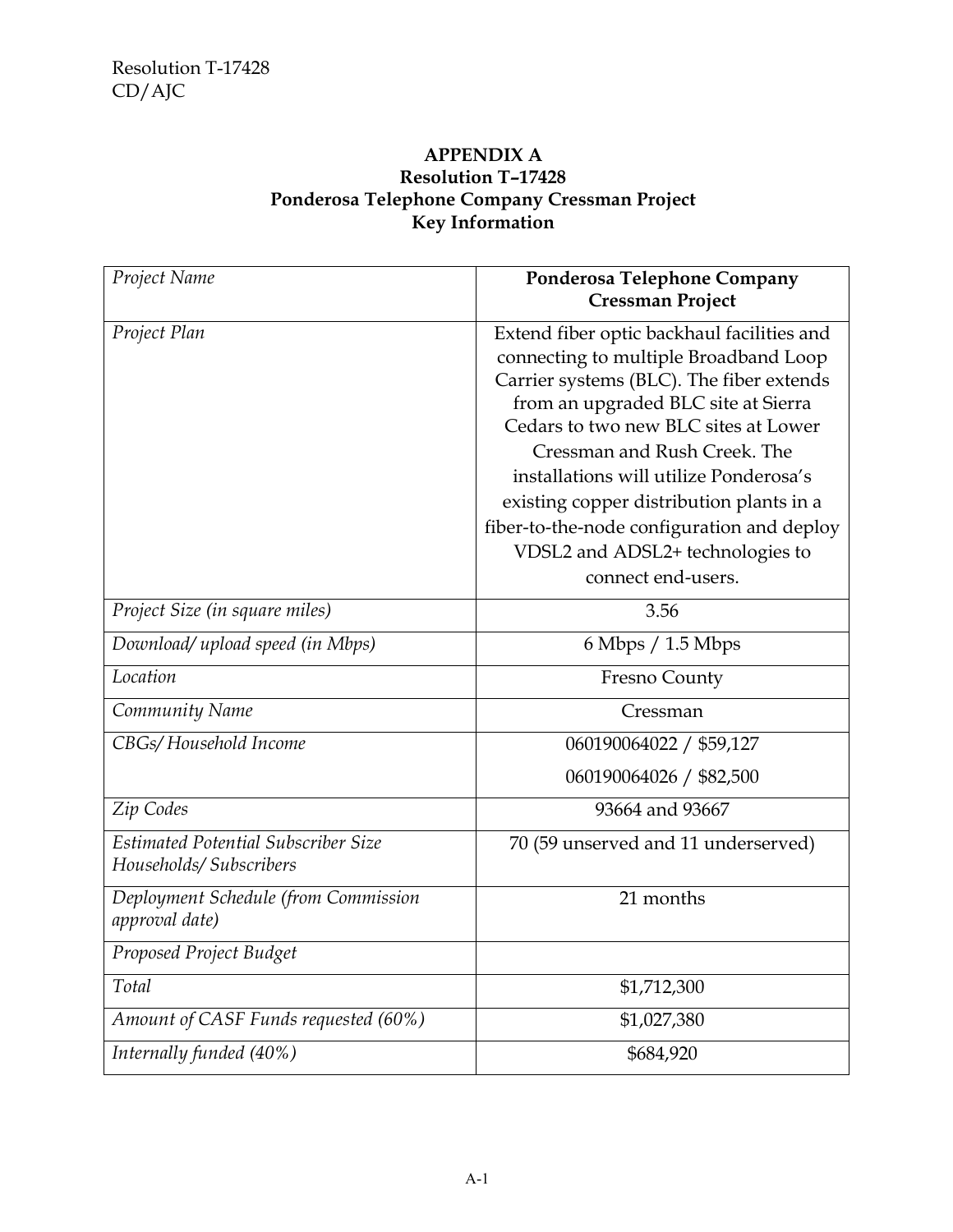**APPENDIX A**
**Resolution T–17428**
**Ponderosa Telephone Company Cressman Project**
**Key Information**

| | |
|---|---|
| *Project Name* | **Ponderosa Telephone Company Cressman Project** |
| *Project Plan* | Extend fiber optic backhaul facilities and connecting to multiple Broadband Loop Carrier systems (BLC). The fiber extends from an upgraded BLC site at Sierra Cedars to two new BLC sites at Lower Cressman and Rush Creek. The installations will utilize Ponderosa's existing copper distribution plants in a fiber-to-the-node configuration and deploy VDSL2 and ADSL2+ technologies to connect end-users. |
| *Project Size (in square miles)* | 3.56 |
| *Download/ upload speed (in Mbps)* | 6 Mbps / 1.5 Mbps |
| *Location* | Fresno County |
| *Community Name* | Cressman |
| *CBGs/ Household Income* | 060190064022 / $59,127<br>060190064026 / $82,500 |
| *Zip Codes* | 93664 and 93667 |
| *Estimated Potential Subscriber Size Households/ Subscribers* | 70 (59 unserved and 11 underserved) |
| *Deployment Schedule (from Commission approval date)* | 21 months |
| *Proposed Project Budget* | |
| *Total* | $1,712,300 |
| *Amount of CASF Funds requested (60%)* | $1,027,380 |
| *Internally funded (40%)* | $684,920 |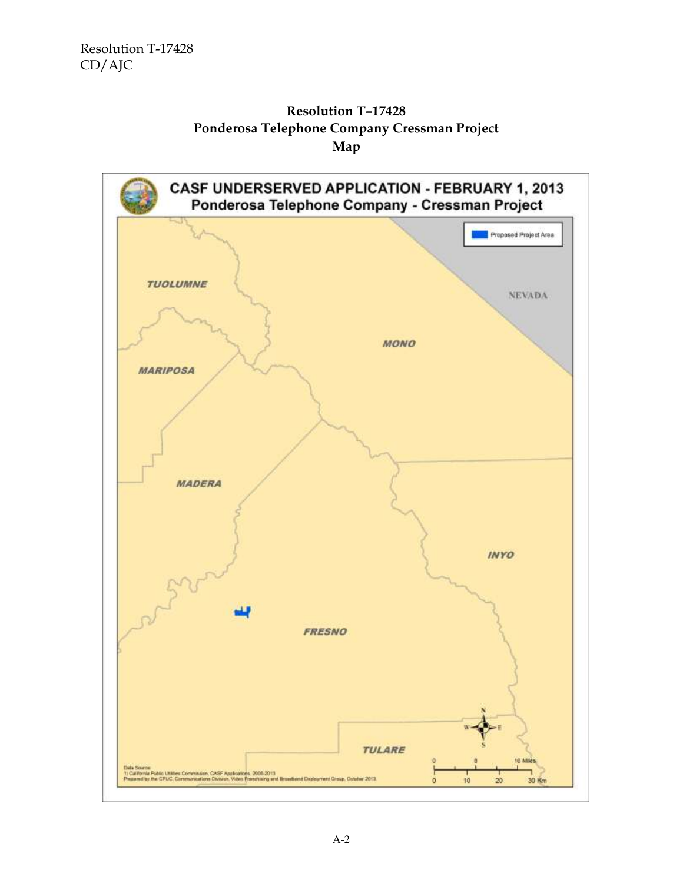**Resolution T–17428**
**Ponderosa Telephone Company Cressman Project**
**Map**

CASF UNDERSERVED APPLICATION - FEBRUARY 1, 2013
Ponderosa Telephone Company - Cressman Project

Proposed Project Area

TUOLUMNE

NEVADA

MONO

MARIPOSA

MADERA

INYO

FRESNO

TULARE

0 8 16 Miles

0 10 20 30 Km

Data Source:
1) California Public Utilities Commission, CASF Applications, 2008-2013
Prepared by the CPUC, Communications Division, Video Franchising and Broadband Deployment Group, October 2013.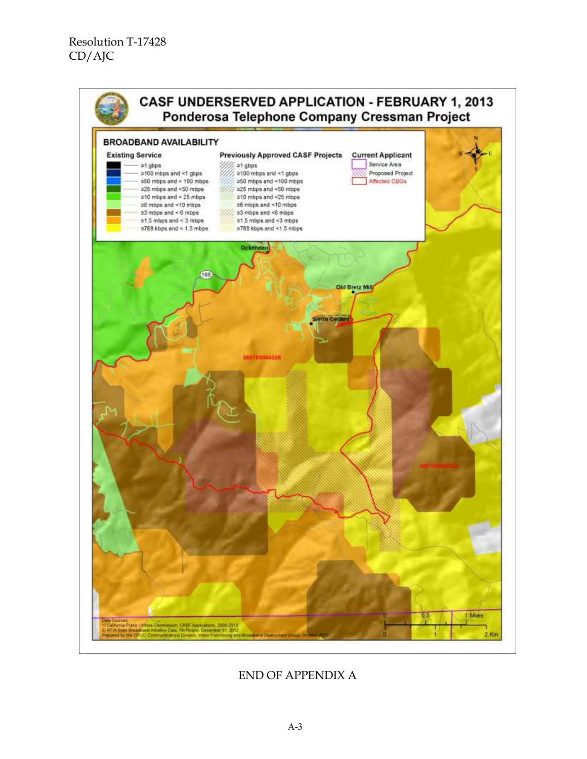CASF UNDERSERVED APPLICATION - FEBRUARY 1, 2013

Ponderosa Telephone Company Cressman Project

BROADBAND AVAILABILITY

Existing Service

≥1 gbps
≥100 mbps and <1 gbps
≥50 mbps and < 100 mbps
≥25 mbps and <50 mbps
≥10 mbps and < 25 mbps
≥6 mbps and <10 mbps
≥3 mbps and < 6 mbps
≥1.5 mbps and < 3 mbps
≥768 kbps and < 1.5 mbps

Previously Approved CASF Projects

≥1 gbps
≥100 mbps and <1 gbps
≥50 mbps and <100 mbps
≥25 mbps and <50 mbps
≥10 mbps and <25 mbps
≥6 mbps and <10 mbps
≥3 mbps and <6 mbps
≥1.5 mbps and <3 mbps
≥768 kbps and <1.5 mbps

Current Applicant

Service Area
Proposed Project
Affected CBGs

Ockenden
168
Old Bretz Mill
Sierra Cedars
060190064026
060190064022

0 0.5 1 Miles
0 1 2 Km

Data Sources:
1) California Public Utilities Commission, CASF Applications, 2008-2013
2) NTIA State Broadband Initiative Data, 7th Round, December 31, 2012
Prepared by the CPUC, Communications Division, Video Franchising and Broadband Deployment Group, October 2013

END OF APPENDIX A